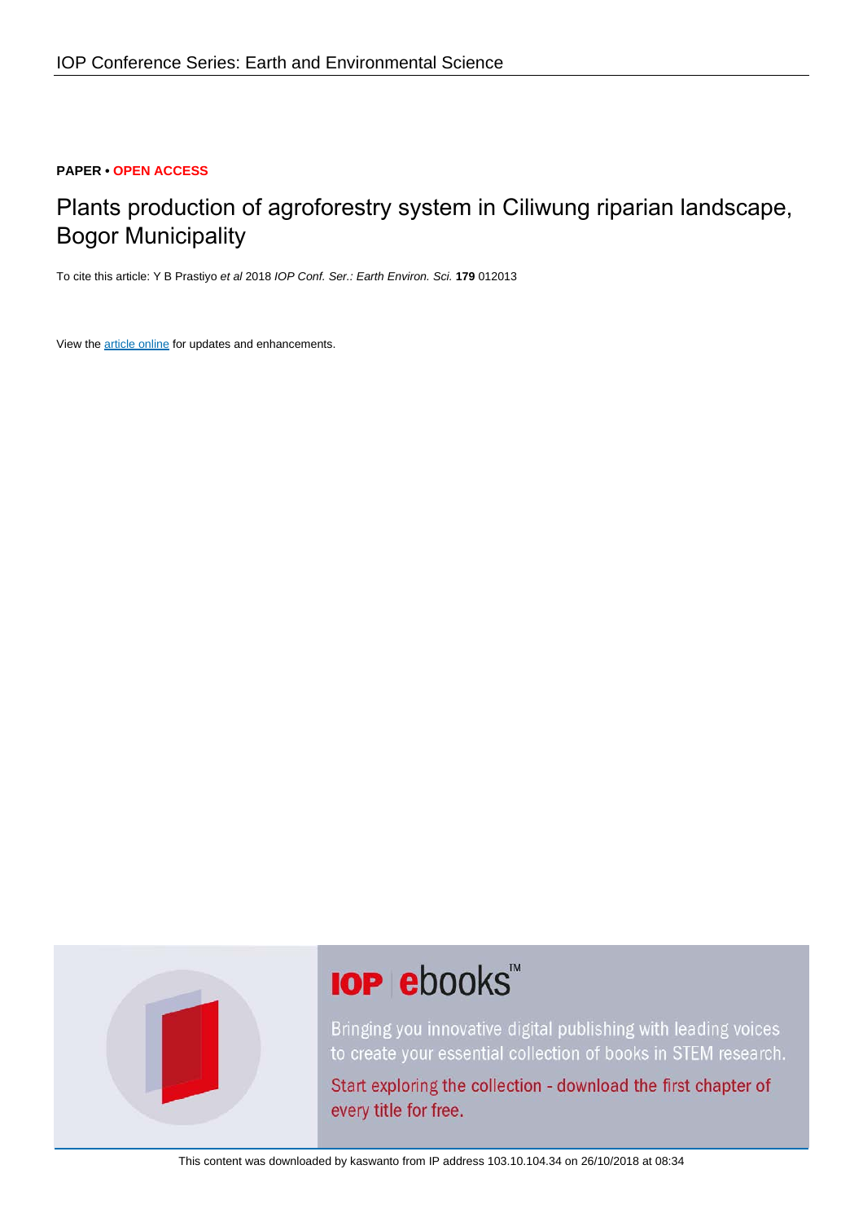IOP Conference Series: Earth and Environmental Science

**PAPER • OPEN ACCESS**

# Plants production of agroforestry system in Ciliwung riparian landscape, Bogor Municipality

To cite this article: Y B Prastiyo *et al* 2018 *IOP Conf. Ser.: Earth Environ. Sci.* **179** 012013

View the article online for updates and enhancements.

This content was downloaded by kaswanto from IP address 103.10.104.34 on 26/10/2018 at 08:34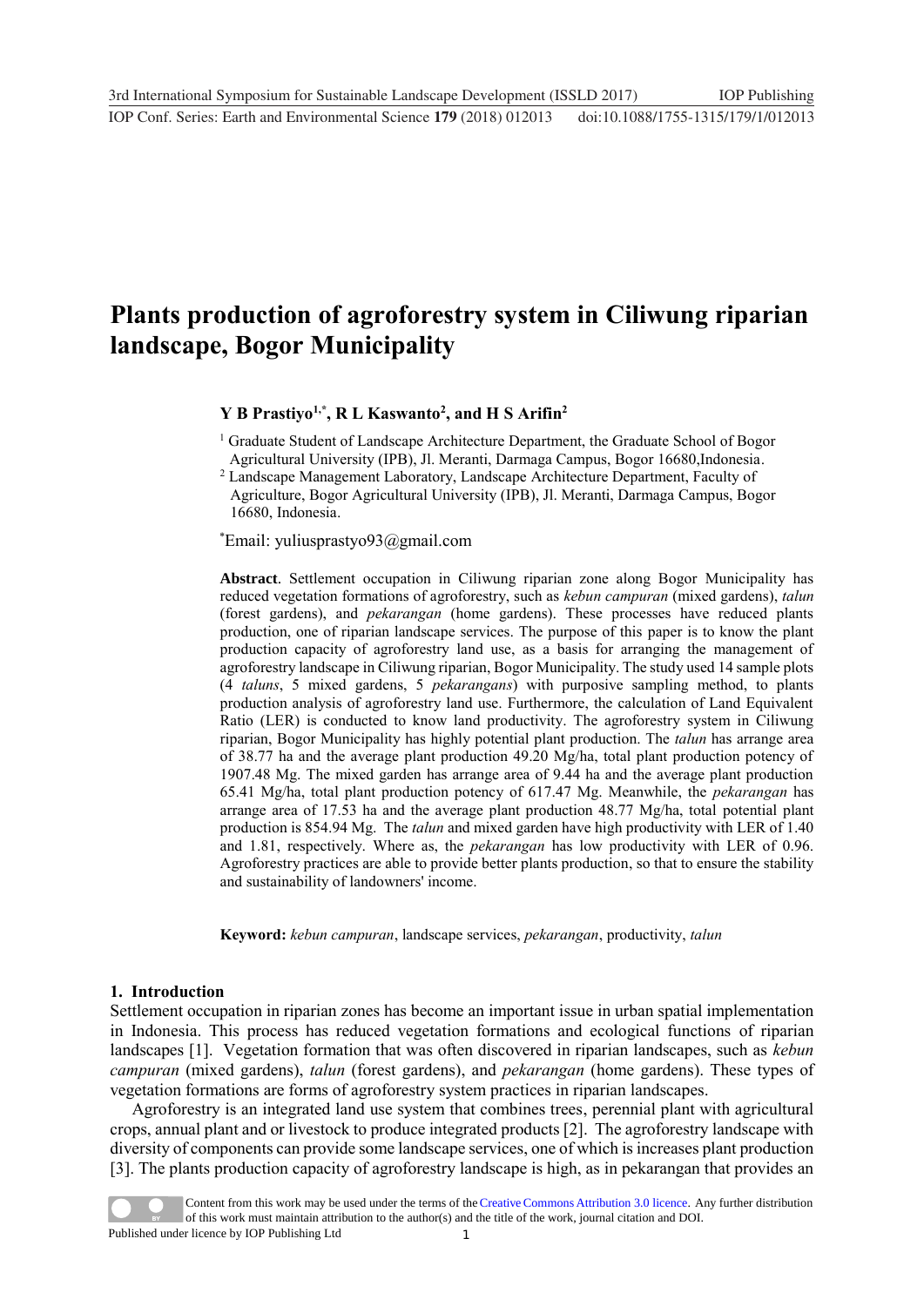# Plants production of agroforestry system in Ciliwung riparian landscape, Bogor Municipality

**Y B Prastiyo[1,*], R L Kaswanto[2], and H S Arifin[2]**

[1] Graduate Student of Landscape Architecture Department, the Graduate School of Bogor Agricultural University (IPB), Jl. Meranti, Darmaga Campus, Bogor 16680,Indonesia.

[2] Landscape Management Laboratory, Landscape Architecture Department, Faculty of Agriculture, Bogor Agricultural University (IPB), Jl. Meranti, Darmaga Campus, Bogor 16680, Indonesia.

[*]Email: yuliusprastyo93@gmail.com

**Abstract**. Settlement occupation in Ciliwung riparian zone along Bogor Municipality has reduced vegetation formations of agroforestry, such as *kebun campuran* (mixed gardens), *talun* (forest gardens), and *pekarangan* (home gardens). These processes have reduced plants production, one of riparian landscape services. The purpose of this paper is to know the plant production capacity of agroforestry land use, as a basis for arranging the management of agroforestry landscape in Ciliwung riparian, Bogor Municipality. The study used 14 sample plots (4 *taluns*, 5 mixed gardens, 5 *pekarangans*) with purposive sampling method, to plants production analysis of agroforestry land use. Furthermore, the calculation of Land Equivalent Ratio (LER) is conducted to know land productivity. The agroforestry system in Ciliwung riparian, Bogor Municipality has highly potential plant production. The *talun* has arrange area of 38.77 ha and the average plant production 49.20 Mg/ha, total plant production potency of 1907.48 Mg. The mixed garden has arrange area of 9.44 ha and the average plant production 65.41 Mg/ha, total plant production potency of 617.47 Mg. Meanwhile, the *pekarangan* has arrange area of 17.53 ha and the average plant production 48.77 Mg/ha, total potential plant production is 854.94 Mg. The *talun* and mixed garden have high productivity with LER of 1.40 and 1.81, respectively. Where as, the *pekarangan* has low productivity with LER of 0.96. Agroforestry practices are able to provide better plants production, so that to ensure the stability and sustainability of landowners' income.

**Keyword:** *kebun campuran*, landscape services, *pekarangan*, productivity, *talun*

## 1. Introduction

Settlement occupation in riparian zones has become an important issue in urban spatial implementation in Indonesia. This process has reduced vegetation formations and ecological functions of riparian landscapes [1]. Vegetation formation that was often discovered in riparian landscapes, such as *kebun campuran* (mixed gardens), *talun* (forest gardens), and *pekarangan* (home gardens). These types of vegetation formations are forms of agroforestry system practices in riparian landscapes.

Agroforestry is an integrated land use system that combines trees, perennial plant with agricultural crops, annual plant and or livestock to produce integrated products [2]. The agroforestry landscape with diversity of components can provide some landscape services, one of which is increases plant production [3]. The plants production capacity of agroforestry landscape is high, as in pekarangan that provides an

Content from this work may be used under the terms of the Creative Commons Attribution 3.0 licence. Any further distribution of this work must maintain attribution to the author(s) and the title of the work, journal citation and DOI.

Published under licence by IOP Publishing Ltd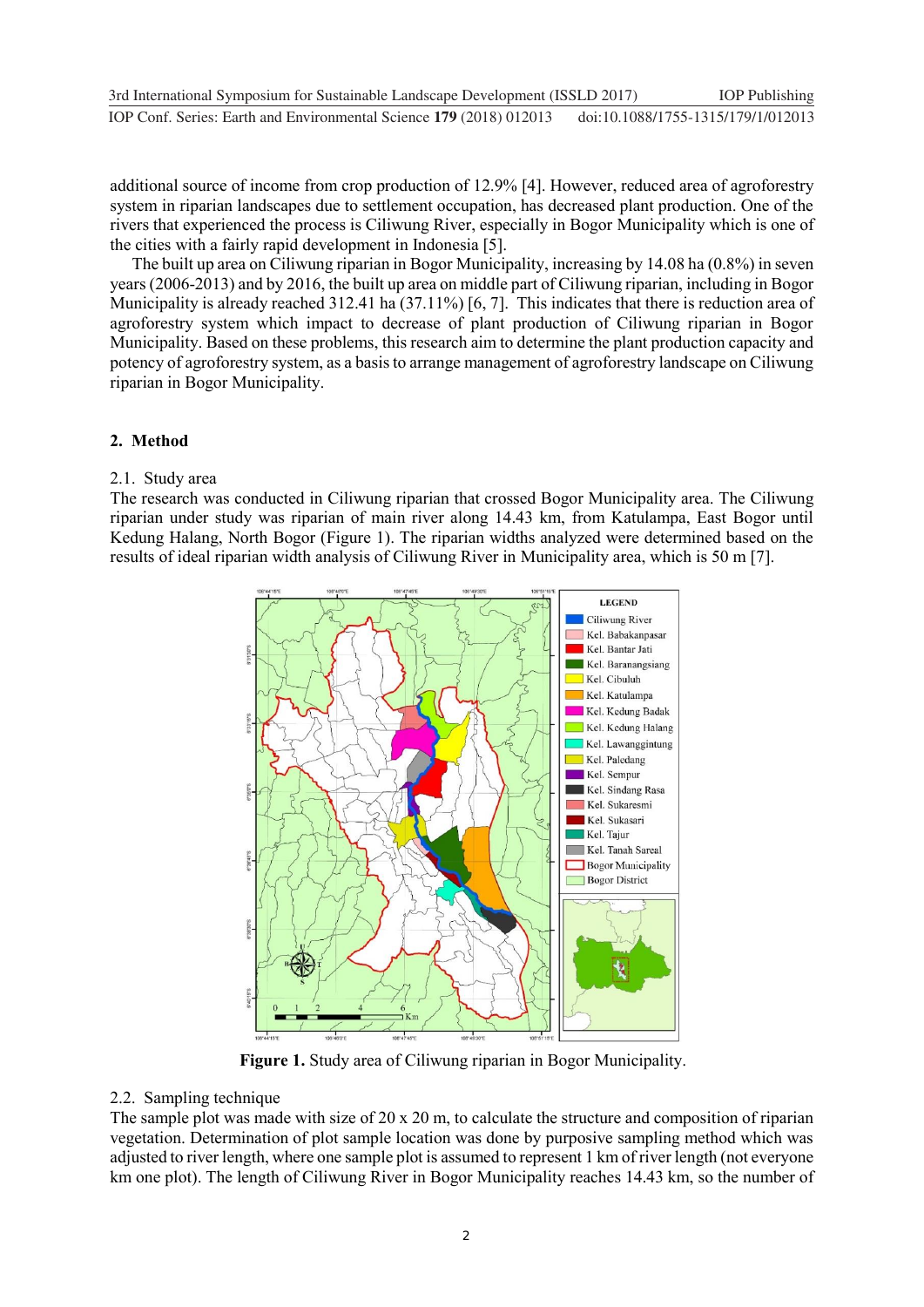additional source of income from crop production of 12.9% [4]. However, reduced area of agroforestry system in riparian landscapes due to settlement occupation, has decreased plant production. One of the rivers that experienced the process is Ciliwung River, especially in Bogor Municipality which is one of the cities with a fairly rapid development in Indonesia [5].

The built up area on Ciliwung riparian in Bogor Municipality, increasing by 14.08 ha (0.8%) in seven years (2006-2013) and by 2016, the built up area on middle part of Ciliwung riparian, including in Bogor Municipality is already reached 312.41 ha (37.11%) [6, 7]. This indicates that there is reduction area of agroforestry system which impact to decrease of plant production of Ciliwung riparian in Bogor Municipality. Based on these problems, this research aim to determine the plant production capacity and potency of agroforestry system, as a basis to arrange management of agroforestry landscape on Ciliwung riparian in Bogor Municipality.

## 2. Method

### 2.1. Study area

The research was conducted in Ciliwung riparian that crossed Bogor Municipality area. The Ciliwung riparian under study was riparian of main river along 14.43 km, from Katulampa, East Bogor until Kedung Halang, North Bogor (Figure 1). The riparian widths analyzed were determined based on the results of ideal riparian width analysis of Ciliwung River in Municipality area, which is 50 m [7].

**Figure 1.** Study area of Ciliwung riparian in Bogor Municipality.

### 2.2. Sampling technique

The sample plot was made with size of 20 x 20 m, to calculate the structure and composition of riparian vegetation. Determination of plot sample location was done by purposive sampling method which was adjusted to river length, where one sample plot is assumed to represent 1 km of river length (not everyone km one plot). The length of Ciliwung River in Bogor Municipality reaches 14.43 km, so the number of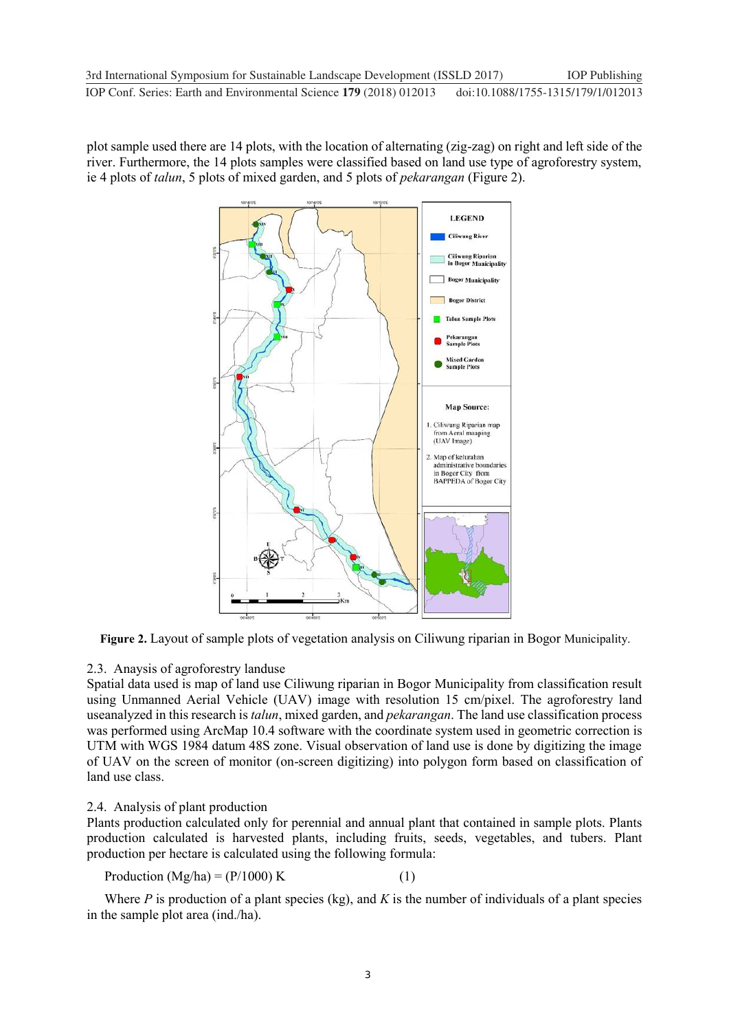plot sample used there are 14 plots, with the location of alternating (zig-zag) on right and left side of the river. Furthermore, the 14 plots samples were classified based on land use type of agroforestry system, ie 4 plots of *talun*, 5 plots of mixed garden, and 5 plots of *pekarangan* (Figure 2).

**Figure 2.** Layout of sample plots of vegetation analysis on Ciliwung riparian in Bogor Municipality.

### 2.3. Anaysis of agroforestry landuse

Spatial data used is map of land use Ciliwung riparian in Bogor Municipality from classification result using Unmanned Aerial Vehicle (UAV) image with resolution 15 cm/pixel. The agroforestry land useanalyzed in this research is *talun*, mixed garden, and *pekarangan*. The land use classification process was performed using ArcMap 10.4 software with the coordinate system used in geometric correction is UTM with WGS 1984 datum 48S zone. Visual observation of land use is done by digitizing the image of UAV on the screen of monitor (on-screen digitizing) into polygon form based on classification of land use class.

### 2.4. Analysis of plant production

Plants production calculated only for perennial and annual plant that contained in sample plots. Plants production calculated is harvested plants, including fruits, seeds, vegetables, and tubers. Plant production per hectare is calculated using the following formula:

$$\text{Production (Mg/ha)} = (P/1000)\ K \quad (1)$$

Where $P$ is production of a plant species (kg), and $K$ is the number of individuals of a plant species in the sample plot area (ind./ha).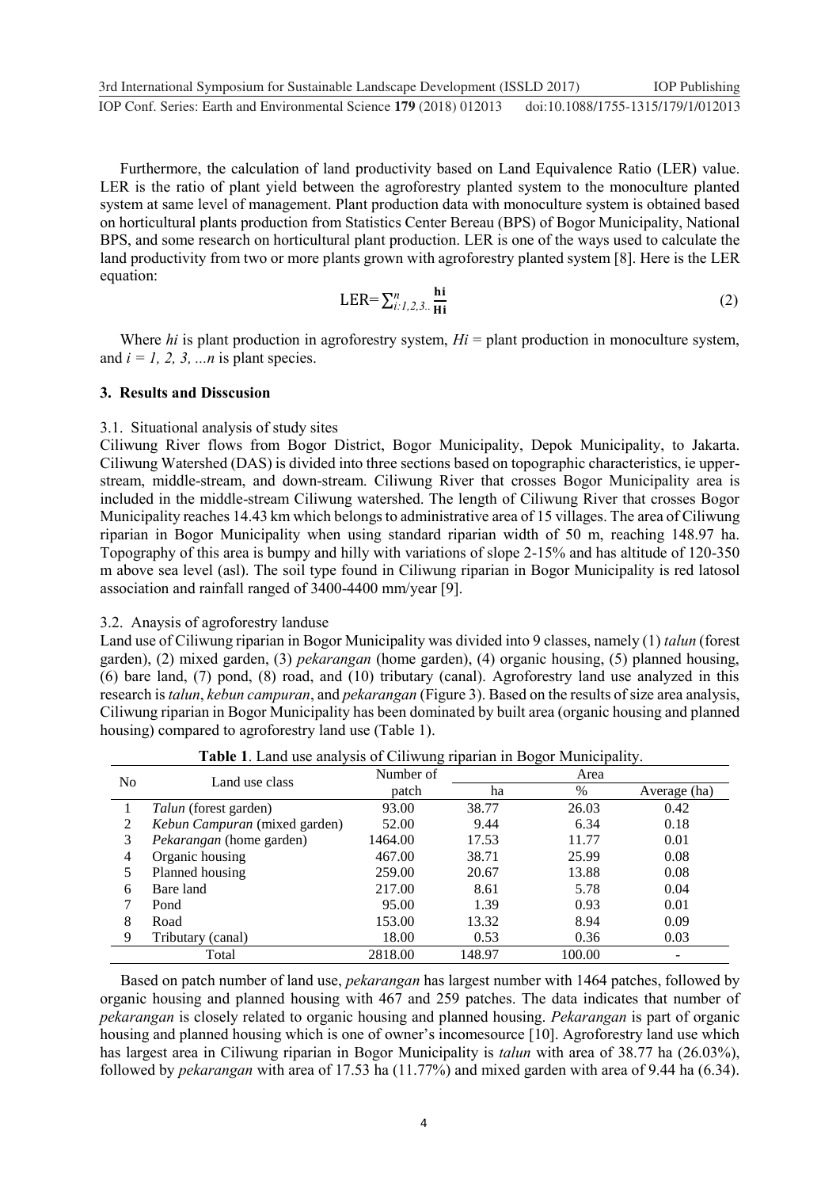Furthermore, the calculation of land productivity based on Land Equivalence Ratio (LER) value. LER is the ratio of plant yield between the agroforestry planted system to the monoculture planted system at same level of management. Plant production data with monoculture system is obtained based on horticultural plants production from Statistics Center Bereau (BPS) of Bogor Municipality, National BPS, and some research on horticultural plant production. LER is one of the ways used to calculate the land productivity from two or more plants grown with agroforestry planted system [8]. Here is the LER equation:

$$\text{LER}=\sum_{i:1,2,3..}^{n}\frac{\mathbf{hi}}{\mathbf{Hi}} \tag{2}$$

Where $hi$ is plant production in agroforestry system, $Hi$ = plant production in monoculture system, and $i = 1, 2, 3, ...n$ is plant species.

## 3. Results and Disscusion

### 3.1. Situational analysis of study sites

Ciliwung River flows from Bogor District, Bogor Municipality, Depok Municipality, to Jakarta. Ciliwung Watershed (DAS) is divided into three sections based on topographic characteristics, ie upper-stream, middle-stream, and down-stream. Ciliwung River that crosses Bogor Municipality area is included in the middle-stream Ciliwung watershed. The length of Ciliwung River that crosses Bogor Municipality reaches 14.43 km which belongs to administrative area of 15 villages. The area of Ciliwung riparian in Bogor Municipality when using standard riparian width of 50 m, reaching 148.97 ha. Topography of this area is bumpy and hilly with variations of slope 2-15% and has altitude of 120-350 m above sea level (asl). The soil type found in Ciliwung riparian in Bogor Municipality is red latosol association and rainfall ranged of 3400-4400 mm/year [9].

### 3.2. Anaysis of agroforestry landuse

Land use of Ciliwung riparian in Bogor Municipality was divided into 9 classes, namely (1) *talun* (forest garden), (2) mixed garden, (3) *pekarangan* (home garden), (4) organic housing, (5) planned housing, (6) bare land, (7) pond, (8) road, and (10) tributary (canal). Agroforestry land use analyzed in this research is *talun*, *kebun campuran*, and *pekarangan* (Figure 3). Based on the results of size area analysis, Ciliwung riparian in Bogor Municipality has been dominated by built area (organic housing and planned housing) compared to agroforestry land use (Table 1).

**Table 1**. Land use analysis of Ciliwung riparian in Bogor Municipality.

| No | Land use class | Number of patch | Area ha | % | Average (ha) |
|---|---|---|---|---|---|
| 1 | *Talun* (forest garden) | 93.00 | 38.77 | 26.03 | 0.42 |
| 2 | *Kebun Campuran* (mixed garden) | 52.00 | 9.44 | 6.34 | 0.18 |
| 3 | *Pekarangan* (home garden) | 1464.00 | 17.53 | 11.77 | 0.01 |
| 4 | Organic housing | 467.00 | 38.71 | 25.99 | 0.08 |
| 5 | Planned housing | 259.00 | 20.67 | 13.88 | 0.08 |
| 6 | Bare land | 217.00 | 8.61 | 5.78 | 0.04 |
| 7 | Pond | 95.00 | 1.39 | 0.93 | 0.01 |
| 8 | Road | 153.00 | 13.32 | 8.94 | 0.09 |
| 9 | Tributary (canal) | 18.00 | 0.53 | 0.36 | 0.03 |
| | Total | 2818.00 | 148.97 | 100.00 | - |

Based on patch number of land use, *pekarangan* has largest number with 1464 patches, followed by organic housing and planned housing with 467 and 259 patches. The data indicates that number of *pekarangan* is closely related to organic housing and planned housing. *Pekarangan* is part of organic housing and planned housing which is one of owner's incomesource [10]. Agroforestry land use which has largest area in Ciliwung riparian in Bogor Municipality is *talun* with area of 38.77 ha (26.03%), followed by *pekarangan* with area of 17.53 ha (11.77%) and mixed garden with area of 9.44 ha (6.34).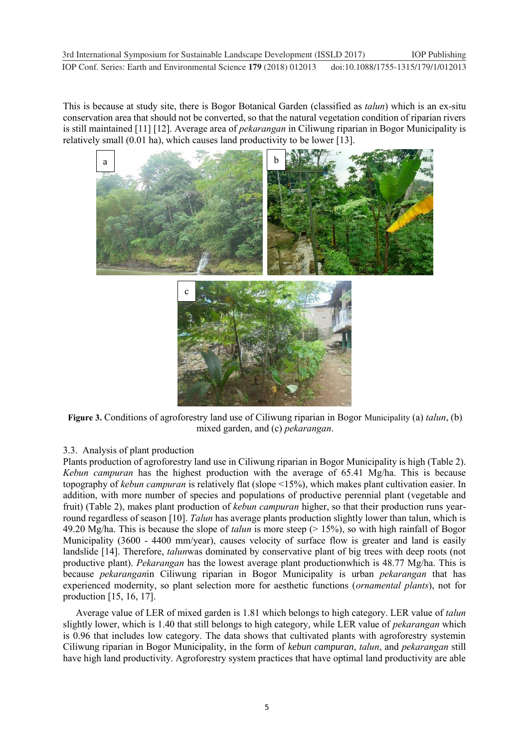This is because at study site, there is Bogor Botanical Garden (classified as *talun*) which is an ex-situ conservation area that should not be converted, so that the natural vegetation condition of riparian rivers is still maintained [11] [12]. Average area of *pekarangan* in Ciliwung riparian in Bogor Municipality is relatively small (0.01 ha), which causes land productivity to be lower [13].

**Figure 3.** Conditions of agroforestry land use of Ciliwung riparian in Bogor Municipality (a) *talun*, (b) mixed garden, and (c) *pekarangan*.

### 3.3. Analysis of plant production

Plants production of agroforestry land use in Ciliwung riparian in Bogor Municipality is high (Table 2). *Kebun campuran* has the highest production with the average of 65.41 Mg/ha. This is because topography of *kebun campuran* is relatively flat (slope <15%), which makes plant cultivation easier. In addition, with more number of species and populations of productive perennial plant (vegetable and fruit) (Table 2), makes plant production of *kebun campuran* higher, so that their production runs year-round regardless of season [10]. *Talun* has average plants production slightly lower than talun, which is 49.20 Mg/ha. This is because the slope of *talun* is more steep (> 15%), so with high rainfall of Bogor Municipality (3600 - 4400 mm/year), causes velocity of surface flow is greater and land is easily landslide [14]. Therefore, *talun*was dominated by conservative plant of big trees with deep roots (not productive plant). *Pekarangan* has the lowest average plant productionwhich is 48.77 Mg/ha. This is because *pekarangan*in Ciliwung riparian in Bogor Municipality is urban *pekarangan* that has experienced modernity, so plant selection more for aesthetic functions (*ornamental plants*), not for production [15, 16, 17].

Average value of LER of mixed garden is 1.81 which belongs to high category. LER value of *talun* slightly lower, which is 1.40 that still belongs to high category, while LER value of *pekarangan* which is 0.96 that includes low category. The data shows that cultivated plants with agroforestry systemin Ciliwung riparian in Bogor Municipality, in the form of *kebun campuran*, *talun*, and *pekarangan* still have high land productivity. Agroforestry system practices that have optimal land productivity are able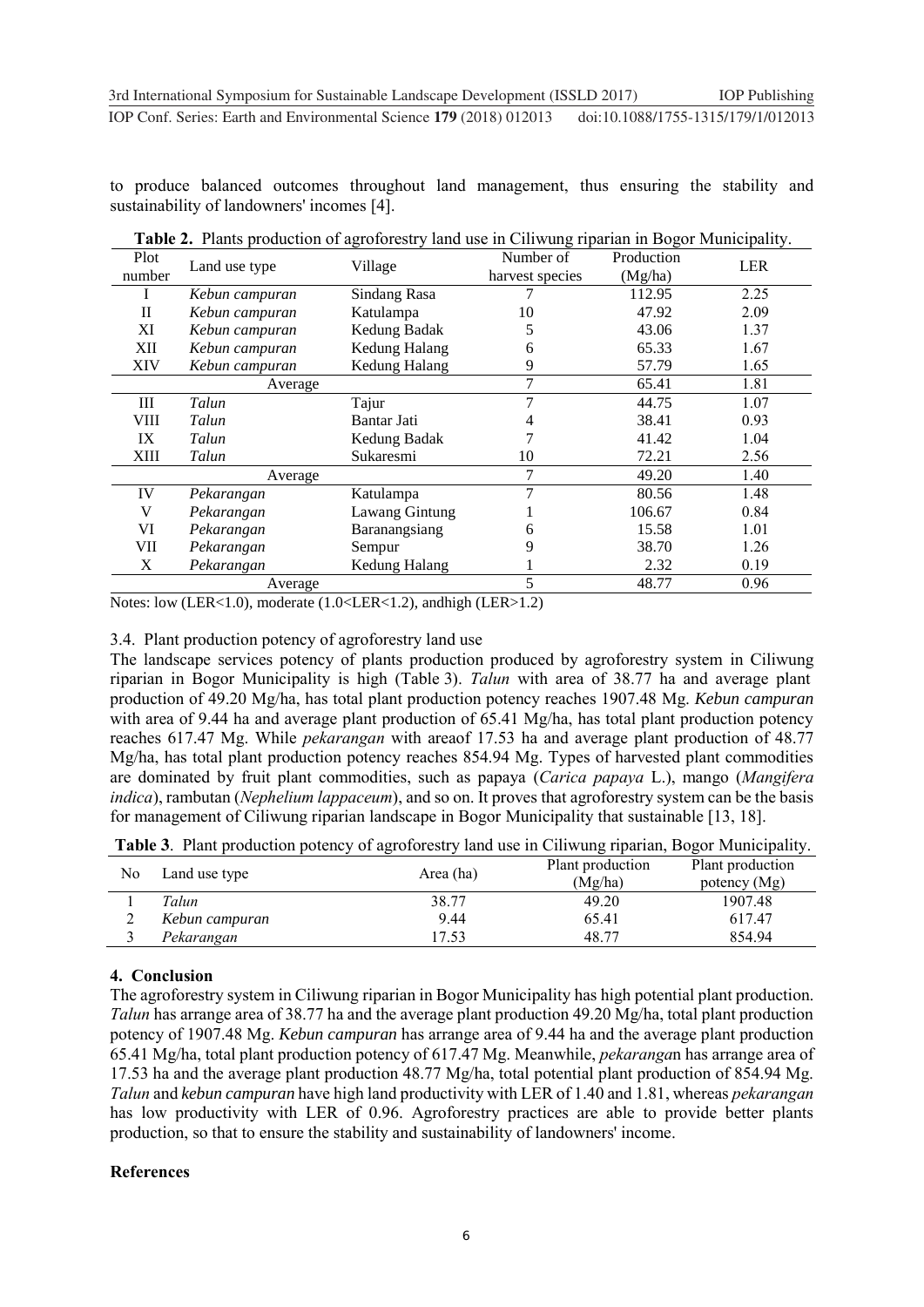to produce balanced outcomes throughout land management, thus ensuring the stability and sustainability of landowners' incomes [4].

**Table 2.** Plants production of agroforestry land use in Ciliwung riparian in Bogor Municipality.

| Plot number | Land use type | Village | Number of harvest species | Production (Mg/ha) | LER |
|---|---|---|---|---|---|
| I | *Kebun campuran* | Sindang Rasa | 7 | 112.95 | 2.25 |
| II | *Kebun campuran* | Katulampa | 10 | 47.92 | 2.09 |
| XI | *Kebun campuran* | Kedung Badak | 5 | 43.06 | 1.37 |
| XII | *Kebun campuran* | Kedung Halang | 6 | 65.33 | 1.67 |
| XIV | *Kebun campuran* | Kedung Halang | 9 | 57.79 | 1.65 |
| | | Average | 7 | 65.41 | 1.81 |
| III | *Talun* | Tajur | 7 | 44.75 | 1.07 |
| VIII | *Talun* | Bantar Jati | 4 | 38.41 | 0.93 |
| IX | *Talun* | Kedung Badak | 7 | 41.42 | 1.04 |
| XIII | *Talun* | Sukaresmi | 10 | 72.21 | 2.56 |
| | | Average | 7 | 49.20 | 1.40 |
| IV | *Pekarangan* | Katulampa | 7 | 80.56 | 1.48 |
| V | *Pekarangan* | Lawang Gintung | 1 | 106.67 | 0.84 |
| VI | *Pekarangan* | Baranangsiang | 6 | 15.58 | 1.01 |
| VII | *Pekarangan* | Sempur | 9 | 38.70 | 1.26 |
| X | *Pekarangan* | Kedung Halang | 1 | 2.32 | 0.19 |
| | | Average | 5 | 48.77 | 0.96 |

Notes: low (LER<1.0), moderate (1.0<LER<1.2), andhigh (LER>1.2)

### 3.4. Plant production potency of agroforestry land use

The landscape services potency of plants production produced by agroforestry system in Ciliwung riparian in Bogor Municipality is high (Table 3). *Talun* with area of 38.77 ha and average plant production of 49.20 Mg/ha, has total plant production potency reaches 1907.48 Mg. *Kebun campuran* with area of 9.44 ha and average plant production of 65.41 Mg/ha, has total plant production potency reaches 617.47 Mg. While *pekarangan* with areaof 17.53 ha and average plant production of 48.77 Mg/ha, has total plant production potency reaches 854.94 Mg. Types of harvested plant commodities are dominated by fruit plant commodities, such as papaya (*Carica papaya* L.), mango (*Mangifera indica*), rambutan (*Nephelium lappaceum*), and so on. It proves that agroforestry system can be the basis for management of Ciliwung riparian landscape in Bogor Municipality that sustainable [13, 18].

**Table 3**. Plant production potency of agroforestry land use in Ciliwung riparian, Bogor Municipality.

| No | Land use type | Area (ha) | Plant production (Mg/ha) | Plant production potency (Mg) |
|---|---|---|---|---|
| 1 | *Talun* | 38.77 | 49.20 | 1907.48 |
| 2 | *Kebun campuran* | 9.44 | 65.41 | 617.47 |
| 3 | *Pekarangan* | 17.53 | 48.77 | 854.94 |

## 4. Conclusion

The agroforestry system in Ciliwung riparian in Bogor Municipality has high potential plant production. *Talun* has arrange area of 38.77 ha and the average plant production 49.20 Mg/ha, total plant production potency of 1907.48 Mg. *Kebun campuran* has arrange area of 9.44 ha and the average plant production 65.41 Mg/ha, total plant production potency of 617.47 Mg. Meanwhile, *pekarangan* has arrange area of 17.53 ha and the average plant production 48.77 Mg/ha, total potential plant production of 854.94 Mg. *Talun* and *kebun campuran* have high land productivity with LER of 1.40 and 1.81, whereas *pekarangan* has low productivity with LER of 0.96. Agroforestry practices are able to provide better plants production, so that to ensure the stability and sustainability of landowners' income.

**References**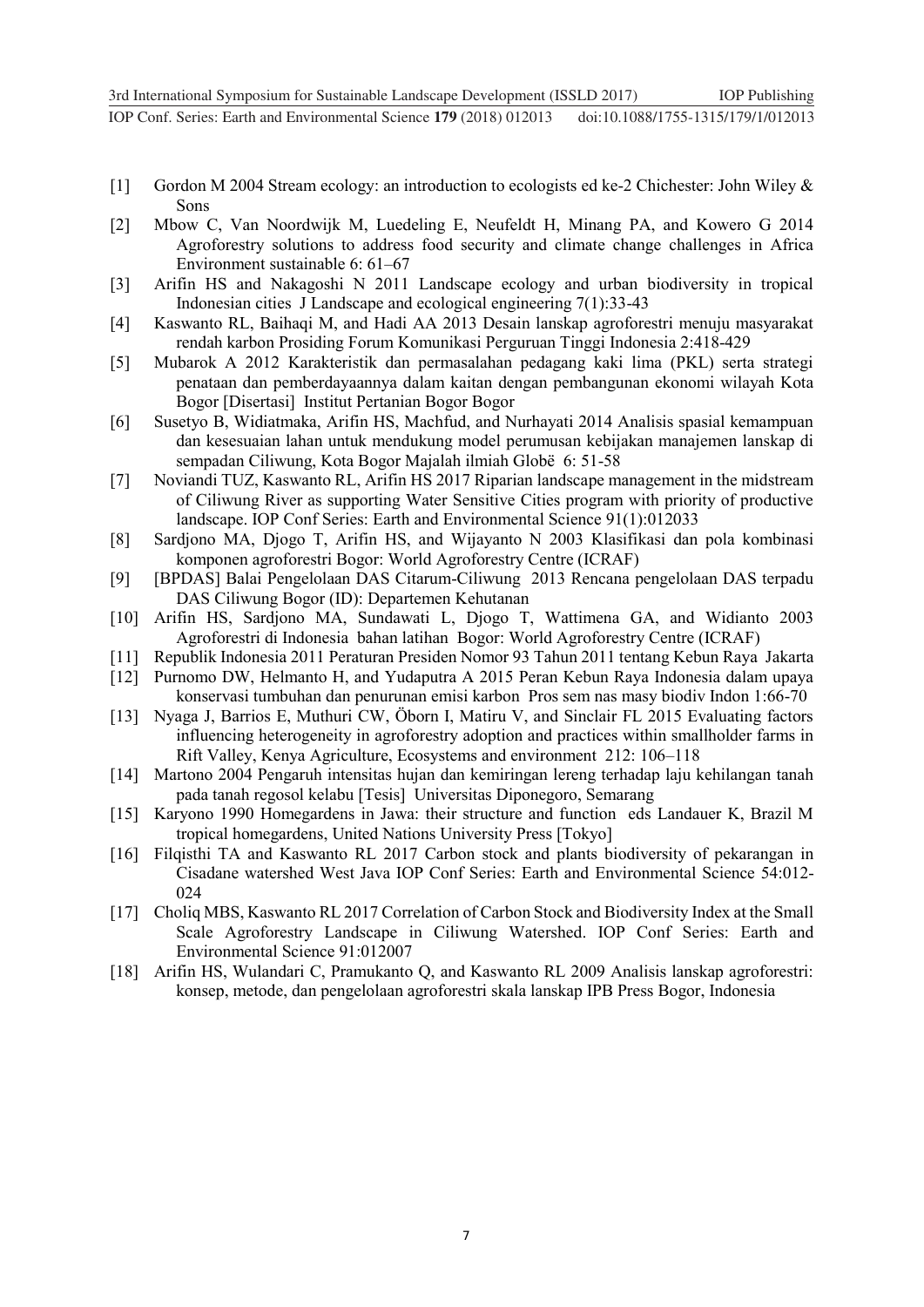[1] Gordon M 2004 Stream ecology: an introduction to ecologists ed ke-2 Chichester: John Wiley & Sons

[2] Mbow C, Van Noordwijk M, Luedeling E, Neufeldt H, Minang PA, and Kowero G 2014 Agroforestry solutions to address food security and climate change challenges in Africa Environment sustainable 6: 61–67

[3] Arifin HS and Nakagoshi N 2011 Landscape ecology and urban biodiversity in tropical Indonesian cities J Landscape and ecological engineering 7(1):33-43

[4] Kaswanto RL, Baihaqi M, and Hadi AA 2013 Desain lanskap agroforestri menuju masyarakat rendah karbon Prosiding Forum Komunikasi Perguruan Tinggi Indonesia 2:418-429

[5] Mubarok A 2012 Karakteristik dan permasalahan pedagang kaki lima (PKL) serta strategi penataan dan pemberdayaannya dalam kaitan dengan pembangunan ekonomi wilayah Kota Bogor [Disertasi] Institut Pertanian Bogor Bogor

[6] Susetyo B, Widiatmaka, Arifin HS, Machfud, and Nurhayati 2014 Analisis spasial kemampuan dan kesesuaian lahan untuk mendukung model perumusan kebijakan manajemen lanskap di sempadan Ciliwung, Kota Bogor Majalah ilmiah Globë 6: 51-58

[7] Noviandi TUZ, Kaswanto RL, Arifin HS 2017 Riparian landscape management in the midstream of Ciliwung River as supporting Water Sensitive Cities program with priority of productive landscape. IOP Conf Series: Earth and Environmental Science 91(1):012033

[8] Sardjono MA, Djogo T, Arifin HS, and Wijayanto N 2003 Klasifikasi dan pola kombinasi komponen agroforestri Bogor: World Agroforestry Centre (ICRAF)

[9] [BPDAS] Balai Pengelolaan DAS Citarum-Ciliwung 2013 Rencana pengelolaan DAS terpadu DAS Ciliwung Bogor (ID): Departemen Kehutanan

[10] Arifin HS, Sardjono MA, Sundawati L, Djogo T, Wattimena GA, and Widianto 2003 Agroforestri di Indonesia bahan latihan Bogor: World Agroforestry Centre (ICRAF)

[11] Republik Indonesia 2011 Peraturan Presiden Nomor 93 Tahun 2011 tentang Kebun Raya Jakarta

[12] Purnomo DW, Helmanto H, and Yudaputra A 2015 Peran Kebun Raya Indonesia dalam upaya konservasi tumbuhan dan penurunan emisi karbon Pros sem nas masy biodiv Indon 1:66-70

[13] Nyaga J, Barrios E, Muthuri CW, Öborn I, Matiru V, and Sinclair FL 2015 Evaluating factors influencing heterogeneity in agroforestry adoption and practices within smallholder farms in Rift Valley, Kenya Agriculture, Ecosystems and environment 212: 106–118

[14] Martono 2004 Pengaruh intensitas hujan dan kemiringan lereng terhadap laju kehilangan tanah pada tanah regosol kelabu [Tesis] Universitas Diponegoro, Semarang

[15] Karyono 1990 Homegardens in Jawa: their structure and function eds Landauer K, Brazil M tropical homegardens, United Nations University Press [Tokyo]

[16] Filqisthi TA and Kaswanto RL 2017 Carbon stock and plants biodiversity of pekarangan in Cisadane watershed West Java IOP Conf Series: Earth and Environmental Science 54:012-024

[17] Choliq MBS, Kaswanto RL 2017 Correlation of Carbon Stock and Biodiversity Index at the Small Scale Agroforestry Landscape in Ciliwung Watershed. IOP Conf Series: Earth and Environmental Science 91:012007

[18] Arifin HS, Wulandari C, Pramukanto Q, and Kaswanto RL 2009 Analisis lanskap agroforestri: konsep, metode, dan pengelolaan agroforestri skala lanskap IPB Press Bogor, Indonesia